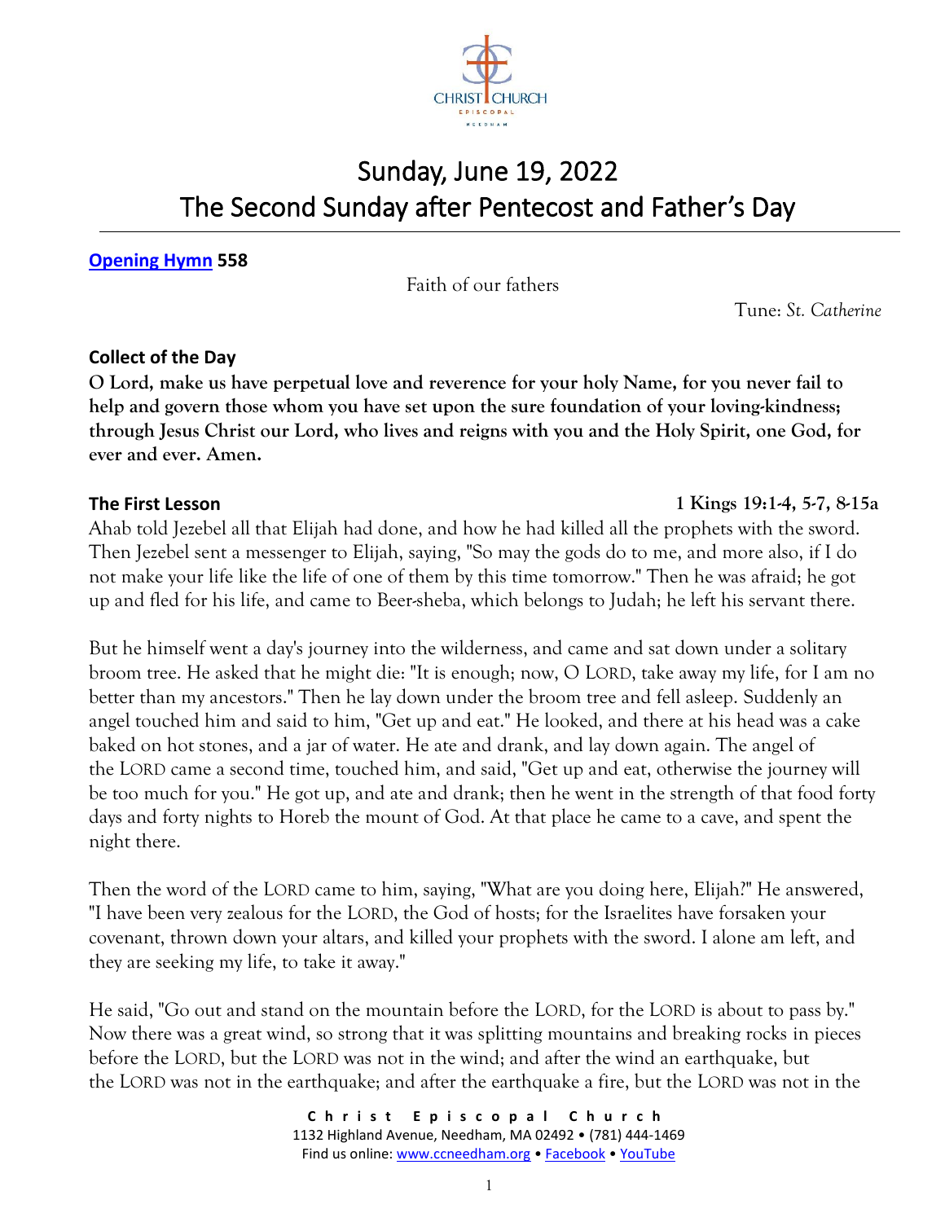# Sunday, June 19, 2022
# The Second Sunday after Pentecost and Father's Day

**[Opening Hymn](#) 558**

Faith of our fathers

Tune: *St. Catherine*

**Collect of the Day**

**O Lord, make us have perpetual love and reverence for your holy Name, for you never fail to help and govern those whom you have set upon the sure foundation of your loving-kindness; through Jesus Christ our Lord, who lives and reigns with you and the Holy Spirit, one God, for ever and ever. Amen.**

**The First Lesson** **1 Kings 19:1-4, 5-7, 8-15a**

Ahab told Jezebel all that Elijah had done, and how he had killed all the prophets with the sword. Then Jezebel sent a messenger to Elijah, saying, "So may the gods do to me, and more also, if I do not make your life like the life of one of them by this time tomorrow." Then he was afraid; he got up and fled for his life, and came to Beer-sheba, which belongs to Judah; he left his servant there.

But he himself went a day's journey into the wilderness, and came and sat down under a solitary broom tree. He asked that he might die: "It is enough; now, O LORD, take away my life, for I am no better than my ancestors." Then he lay down under the broom tree and fell asleep. Suddenly an angel touched him and said to him, "Get up and eat." He looked, and there at his head was a cake baked on hot stones, and a jar of water. He ate and drank, and lay down again. The angel of the LORD came a second time, touched him, and said, "Get up and eat, otherwise the journey will be too much for you." He got up, and ate and drank; then he went in the strength of that food forty days and forty nights to Horeb the mount of God. At that place he came to a cave, and spent the night there.

Then the word of the LORD came to him, saying, "What are you doing here, Elijah?" He answered, "I have been very zealous for the LORD, the God of hosts; for the Israelites have forsaken your covenant, thrown down your altars, and killed your prophets with the sword. I alone am left, and they are seeking my life, to take it away."

He said, "Go out and stand on the mountain before the LORD, for the LORD is about to pass by." Now there was a great wind, so strong that it was splitting mountains and breaking rocks in pieces before the LORD, but the LORD was not in the wind; and after the wind an earthquake, but the LORD was not in the earthquake; and after the earthquake a fire, but the LORD was not in the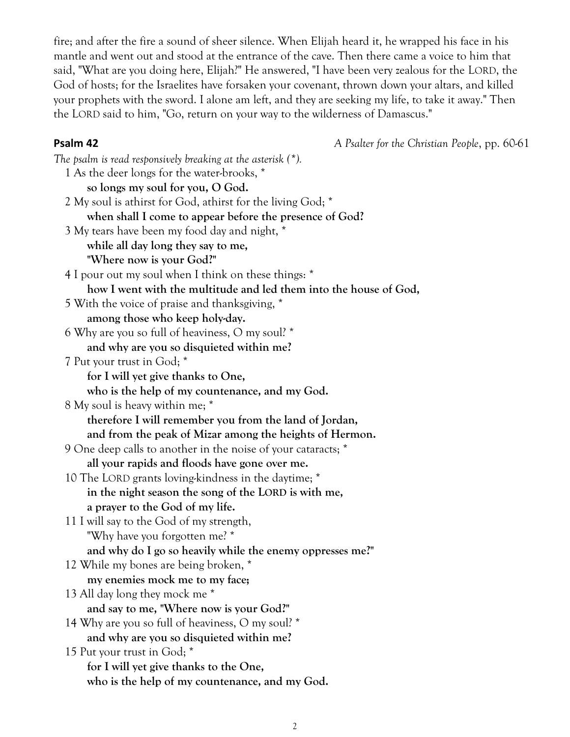fire; and after the fire a sound of sheer silence. When Elijah heard it, he wrapped his face in his mantle and went out and stood at the entrance of the cave. Then there came a voice to him that said, "What are you doing here, Elijah?" He answered, "I have been very zealous for the LORD, the God of hosts; for the Israelites have forsaken your covenant, thrown down your altars, and killed your prophets with the sword. I alone am left, and they are seeking my life, to take it away." Then the LORD said to him, "Go, return on your way to the wilderness of Damascus."

**Psalm 42** *A Psalter for the Christian People*, pp. 60-61

*The psalm is read responsively breaking at the asterisk (*).*

1 As the deer longs for the water-brooks, *
**so longs my soul for you, O God.**

2 My soul is athirst for God, athirst for the living God; *
**when shall I come to appear before the presence of God?**

3 My tears have been my food day and night, *
**while all day long they say to me,**
**"Where now is your God?"**

4 I pour out my soul when I think on these things: *
**how I went with the multitude and led them into the house of God,**

5 With the voice of praise and thanksgiving, *
**among those who keep holy-day.**

6 Why are you so full of heaviness, O my soul? *
**and why are you so disquieted within me?**

7 Put your trust in God; *
**for I will yet give thanks to One,**
**who is the help of my countenance, and my God.**

8 My soul is heavy within me; *
**therefore I will remember you from the land of Jordan,**
**and from the peak of Mizar among the heights of Hermon.**

9 One deep calls to another in the noise of your cataracts; *
**all your rapids and floods have gone over me.**

10 The LORD grants loving-kindness in the daytime; *
**in the night season the song of the LORD is with me,**
**a prayer to the God of my life.**

11 I will say to the God of my strength,
"Why have you forgotten me? *
**and why do I go so heavily while the enemy oppresses me?"**

12 While my bones are being broken, *
**my enemies mock me to my face;**

13 All day long they mock me *
**and say to me, "Where now is your God?"**

14 Why are you so full of heaviness, O my soul? *
**and why are you so disquieted within me?**

15 Put your trust in God; *
**for I will yet give thanks to the One,**
**who is the help of my countenance, and my God.**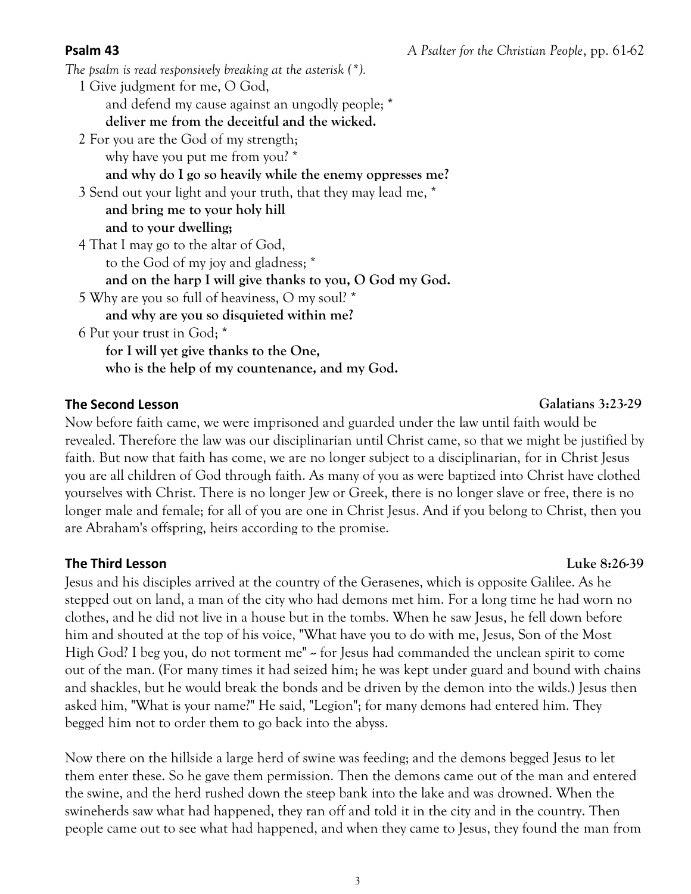**Psalm 43** *A Psalter for the Christian People*, pp. 61-62

*The psalm is read responsively breaking at the asterisk (*).*

1 Give judgment for me, O God,
   and defend my cause against an ungodly people; *
   **deliver me from the deceitful and the wicked.**

2 For you are the God of my strength;
   why have you put me from you? *
   **and why do I go so heavily while the enemy oppresses me?**

3 Send out your light and your truth, that they may lead me, *
   **and bring me to your holy hill**
   **and to your dwelling;**

4 That I may go to the altar of God,
   to the God of my joy and gladness; *
   **and on the harp I will give thanks to you, O God my God.**

5 Why are you so full of heaviness, O my soul? *
   **and why are you so disquieted within me?**

6 Put your trust in God; *
   **for I will yet give thanks to the One,**
   **who is the help of my countenance, and my God.**

**The Second Lesson** **Galatians 3:23-29**

Now before faith came, we were imprisoned and guarded under the law until faith would be revealed. Therefore the law was our disciplinarian until Christ came, so that we might be justified by faith. But now that faith has come, we are no longer subject to a disciplinarian, for in Christ Jesus you are all children of God through faith. As many of you as were baptized into Christ have clothed yourselves with Christ. There is no longer Jew or Greek, there is no longer slave or free, there is no longer male and female; for all of you are one in Christ Jesus. And if you belong to Christ, then you are Abraham's offspring, heirs according to the promise.

**The Third Lesson** **Luke 8:26-39**

Jesus and his disciples arrived at the country of the Gerasenes, which is opposite Galilee. As he stepped out on land, a man of the city who had demons met him. For a long time he had worn no clothes, and he did not live in a house but in the tombs. When he saw Jesus, he fell down before him and shouted at the top of his voice, "What have you to do with me, Jesus, Son of the Most High God? I beg you, do not torment me" -- for Jesus had commanded the unclean spirit to come out of the man. (For many times it had seized him; he was kept under guard and bound with chains and shackles, but he would break the bonds and be driven by the demon into the wilds.) Jesus then asked him, "What is your name?" He said, "Legion"; for many demons had entered him. They begged him not to order them to go back into the abyss.

Now there on the hillside a large herd of swine was feeding; and the demons begged Jesus to let them enter these. So he gave them permission. Then the demons came out of the man and entered the swine, and the herd rushed down the steep bank into the lake and was drowned. When the swineherds saw what had happened, they ran off and told it in the city and in the country. Then people came out to see what had happened, and when they came to Jesus, they found the man from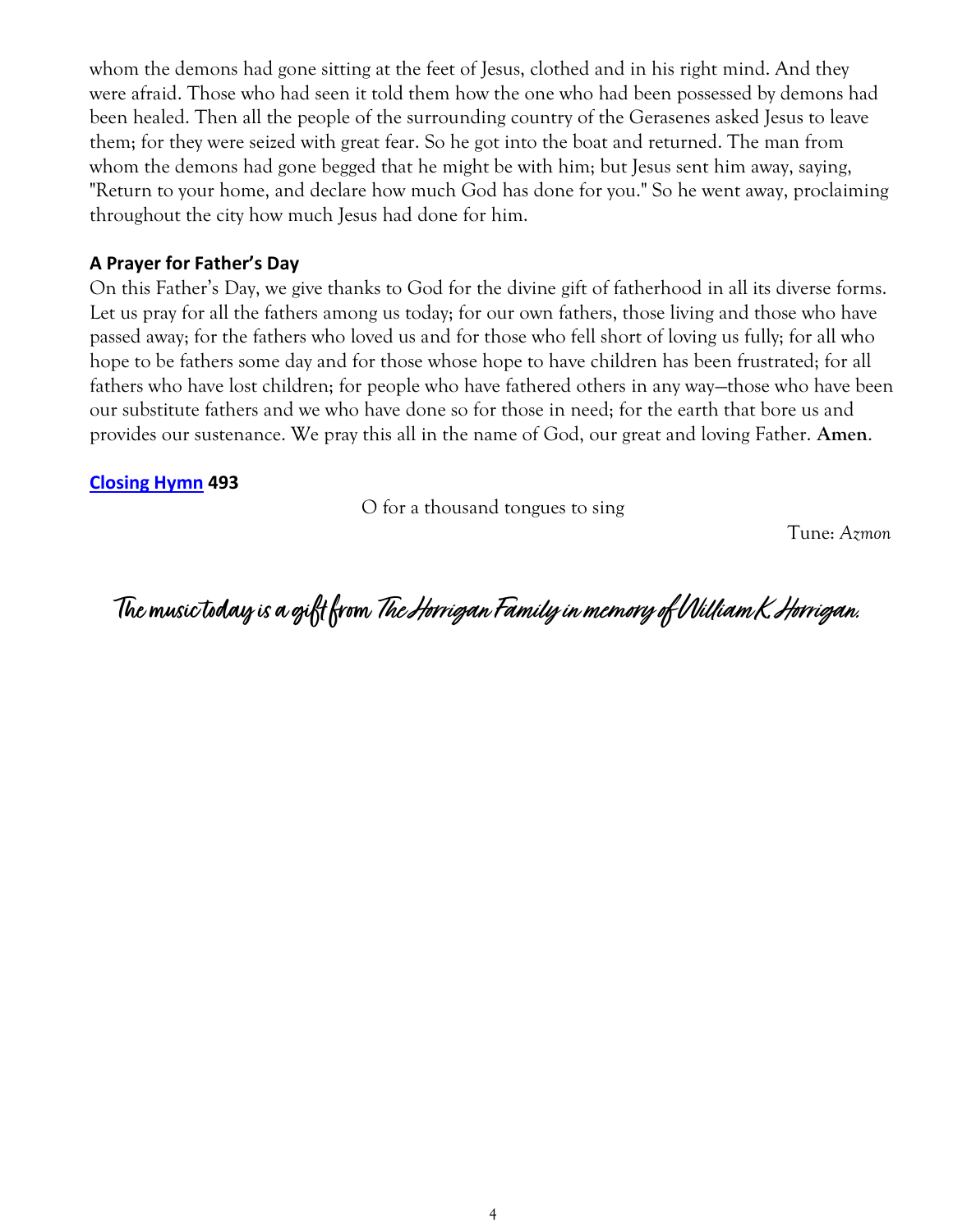whom the demons had gone sitting at the feet of Jesus, clothed and in his right mind. And they were afraid. Those who had seen it told them how the one who had been possessed by demons had been healed. Then all the people of the surrounding country of the Gerasenes asked Jesus to leave them; for they were seized with great fear. So he got into the boat and returned. The man from whom the demons had gone begged that he might be with him; but Jesus sent him away, saying, "Return to your home, and declare how much God has done for you." So he went away, proclaiming throughout the city how much Jesus had done for him.

**A Prayer for Father's Day**

On this Father's Day, we give thanks to God for the divine gift of fatherhood in all its diverse forms. Let us pray for all the fathers among us today; for our own fathers, those living and those who have passed away; for the fathers who loved us and for those who fell short of loving us fully; for all who hope to be fathers some day and for those whose hope to have children has been frustrated; for all fathers who have lost children; for people who have fathered others in any way—those who have been our substitute fathers and we who have done so for those in need; for the earth that bore us and provides our sustenance. We pray this all in the name of God, our great and loving Father. **Amen**.

**Closing Hymn 493**

O for a thousand tongues to sing

Tune: *Azmon*

*The music today is a gift from The Horrigan Family in memory of William K. Horrigan.*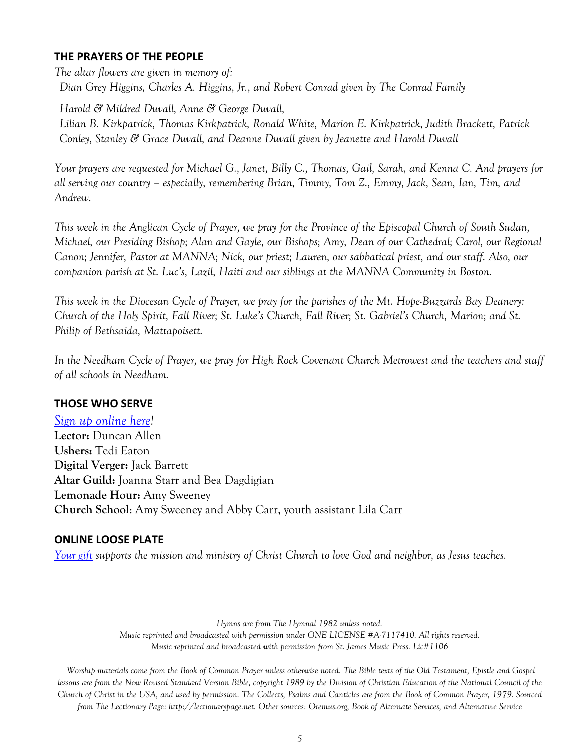## THE PRAYERS OF THE PEOPLE

*The altar flowers are given in memory of:*
*Dian Grey Higgins, Charles A. Higgins, Jr., and Robert Conrad given by The Conrad Family*

*Harold & Mildred Duvall, Anne & George Duvall,*
*Lilian B. Kirkpatrick, Thomas Kirkpatrick, Ronald White, Marion E. Kirkpatrick, Judith Brackett, Patrick Conley, Stanley & Grace Duvall, and Deanne Duvall given by Jeanette and Harold Duvall*

*Your prayers are requested for Michael G., Janet, Billy C., Thomas, Gail, Sarah, and Kenna C. And prayers for all serving our country – especially, remembering Brian, Timmy, Tom Z., Emmy, Jack, Sean, Ian, Tim, and Andrew.*

*This week in the Anglican Cycle of Prayer, we pray for the Province of the Episcopal Church of South Sudan, Michael, our Presiding Bishop; Alan and Gayle, our Bishops; Amy, Dean of our Cathedral; Carol, our Regional Canon; Jennifer, Pastor at MANNA; Nick, our priest; Lauren, our sabbatical priest, and our staff. Also, our companion parish at St. Luc's, Lazil, Haiti and our siblings at the MANNA Community in Boston.*

*This week in the Diocesan Cycle of Prayer, we pray for the parishes of the Mt. Hope-Buzzards Bay Deanery: Church of the Holy Spirit, Fall River; St. Luke's Church, Fall River; St. Gabriel's Church, Marion; and St. Philip of Bethsaida, Mattapoisett.*

*In the Needham Cycle of Prayer, we pray for High Rock Covenant Church Metrowest and the teachers and staff of all schools in Needham.*

## THOSE WHO SERVE

*Sign up online here!*
**Lector:** Duncan Allen
**Ushers:** Tedi Eaton
**Digital Verger:** Jack Barrett
**Altar Guild:** Joanna Starr and Bea Dagdigian
**Lemonade Hour:** Amy Sweeney
**Church School**: Amy Sweeney and Abby Carr, youth assistant Lila Carr

## ONLINE LOOSE PLATE

*Your gift supports the mission and ministry of Christ Church to love God and neighbor, as Jesus teaches.*

*Hymns are from The Hymnal 1982 unless noted.*
*Music reprinted and broadcasted with permission under ONE LICENSE #A-7117410. All rights reserved.*
*Music reprinted and broadcasted with permission from St. James Music Press. Lic#1106*

*Worship materials come from the Book of Common Prayer unless otherwise noted. The Bible texts of the Old Testament, Epistle and Gospel lessons are from the New Revised Standard Version Bible, copyright 1989 by the Division of Christian Education of the National Council of the Church of Christ in the USA, and used by permission. The Collects, Psalms and Canticles are from the Book of Common Prayer, 1979. Sourced from The Lectionary Page: http://lectionarypage.net. Other sources: Oremus.org, Book of Alternate Services, and Alternative Service*